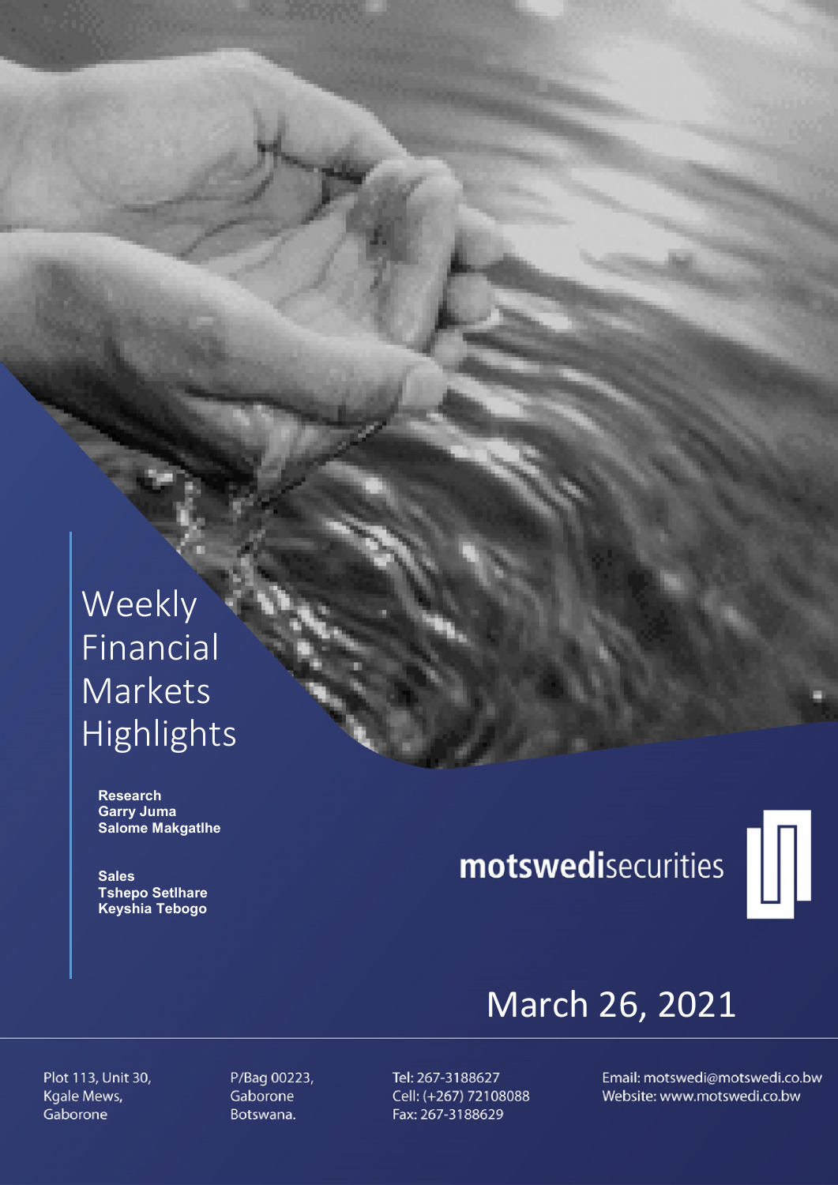# Weekly Financial Markets Highlights

**Research**
**Garry Juma**
**Salome Makgatlhe**

**Sales**
**Tshepo Setlhare**
**Keyshia Tebogo**

**motswedi**securities

March 26, 2021

Plot 113, Unit 30,
Kgale Mews,
Gaborone

P/Bag 00223,
Gaborone
Botswana.

Tel: 267-3188627
Cell: (+267) 72108088
Fax: 267-3188629

Email: motswedi@motswedi.co.bw
Website: www.motswedi.co.bw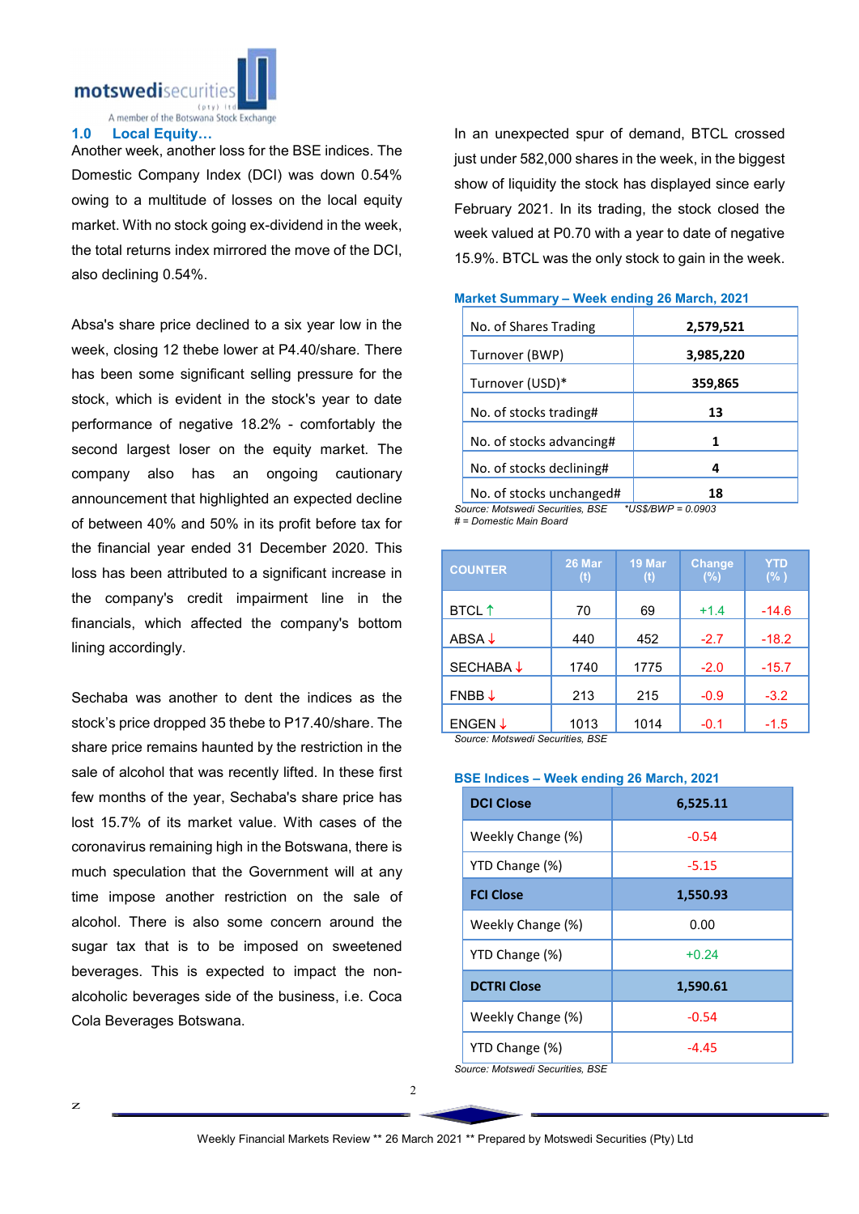## 1.0 Local Equity…

Another week, another loss for the BSE indices. The Domestic Company Index (DCI) was down 0.54% owing to a multitude of losses on the local equity market. With no stock going ex-dividend in the week, the total returns index mirrored the move of the DCI, also declining 0.54%.

Absa's share price declined to a six year low in the week, closing 12 thebe lower at P4.40/share. There has been some significant selling pressure for the stock, which is evident in the stock's year to date performance of negative 18.2% - comfortably the second largest loser on the equity market. The company also has an ongoing cautionary announcement that highlighted an expected decline of between 40% and 50% in its profit before tax for the financial year ended 31 December 2020. This loss has been attributed to a significant increase in the company's credit impairment line in the financials, which affected the company's bottom lining accordingly.

Sechaba was another to dent the indices as the stock's price dropped 35 thebe to P17.40/share. The share price remains haunted by the restriction in the sale of alcohol that was recently lifted. In these first few months of the year, Sechaba's share price has lost 15.7% of its market value. With cases of the coronavirus remaining high in the Botswana, there is much speculation that the Government will at any time impose another restriction on the sale of alcohol. There is also some concern around the sugar tax that is to be imposed on sweetened beverages. This is expected to impact the non-alcoholic beverages side of the business, i.e. Coca Cola Beverages Botswana.

In an unexpected spur of demand, BTCL crossed just under 582,000 shares in the week, in the biggest show of liquidity the stock has displayed since early February 2021. In its trading, the stock closed the week valued at P0.70 with a year to date of negative 15.9%. BTCL was the only stock to gain in the week.

**Market Summary – Week ending 26 March, 2021**

| | |
|---|---|
| No. of Shares Trading | **2,579,521** |
| Turnover (BWP) | **3,985,220** |
| Turnover (USD)* | **359,865** |
| No. of stocks trading# | **13** |
| No. of stocks advancing# | **1** |
| No. of stocks declining# | **4** |
| No. of stocks unchanged# | **18** |

*Source: Motswedi Securities, BSE &nbsp;&nbsp;&nbsp; *US$/BWP = 0.0903*
*# = Domestic Main Board*

| COUNTER | 26 Mar (t) | 19 Mar (t) | Change (%) | YTD (%) |
|---|---|---|---|---|
| BTCL ↑ | 70 | 69 | +1.4 | -14.6 |
| ABSA ↓ | 440 | 452 | -2.7 | -18.2 |
| SECHABA ↓ | 1740 | 1775 | -2.0 | -15.7 |
| FNBB ↓ | 213 | 215 | -0.9 | -3.2 |
| ENGEN ↓ | 1013 | 1014 | -0.1 | -1.5 |

*Source: Motswedi Securities, BSE*

**BSE Indices – Week ending 26 March, 2021**

| **DCI Close** | **6,525.11** |
|---|---|
| Weekly Change (%) | -0.54 |
| YTD Change (%) | -5.15 |
| **FCI Close** | **1,550.93** |
| Weekly Change (%) | 0.00 |
| YTD Change (%) | +0.24 |
| **DCTRI Close** | **1,590.61** |
| Weekly Change (%) | -0.54 |
| YTD Change (%) | -4.45 |

*Source: Motswedi Securities, BSE*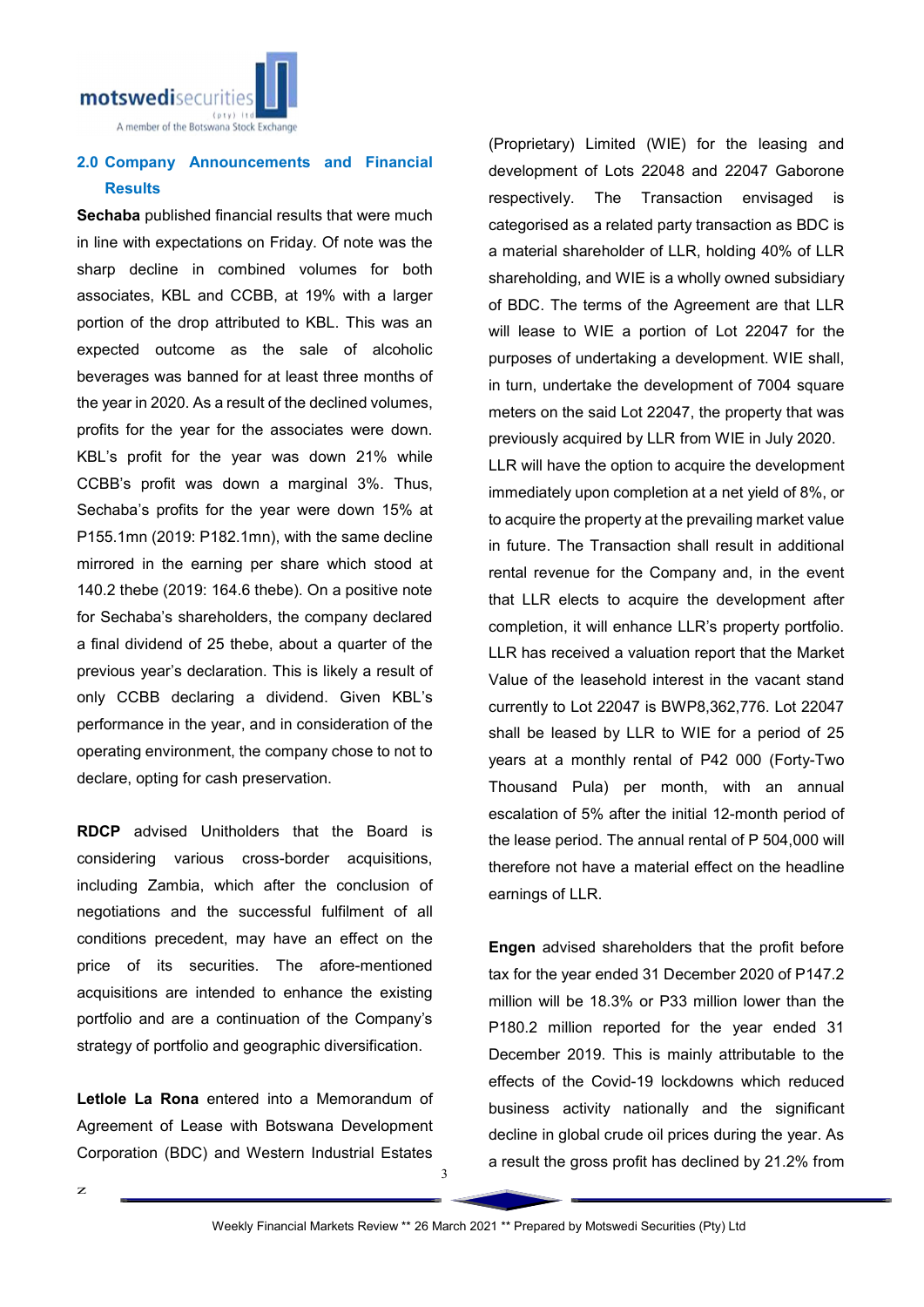## 2.0 Company Announcements and Financial Results

**Sechaba** published financial results that were much in line with expectations on Friday. Of note was the sharp decline in combined volumes for both associates, KBL and CCBB, at 19% with a larger portion of the drop attributed to KBL. This was an expected outcome as the sale of alcoholic beverages was banned for at least three months of the year in 2020. As a result of the declined volumes, profits for the year for the associates were down. KBL's profit for the year was down 21% while CCBB's profit was down a marginal 3%. Thus, Sechaba's profits for the year were down 15% at P155.1mn (2019: P182.1mn), with the same decline mirrored in the earning per share which stood at 140.2 thebe (2019: 164.6 thebe). On a positive note for Sechaba's shareholders, the company declared a final dividend of 25 thebe, about a quarter of the previous year's declaration. This is likely a result of only CCBB declaring a dividend. Given KBL's performance in the year, and in consideration of the operating environment, the company chose to not to declare, opting for cash preservation.

**RDCP** advised Unitholders that the Board is considering various cross-border acquisitions, including Zambia, which after the conclusion of negotiations and the successful fulfilment of all conditions precedent, may have an effect on the price of its securities. The afore-mentioned acquisitions are intended to enhance the existing portfolio and are a continuation of the Company's strategy of portfolio and geographic diversification.

**Letlole La Rona** entered into a Memorandum of Agreement of Lease with Botswana Development Corporation (BDC) and Western Industrial Estates (Proprietary) Limited (WIE) for the leasing and development of Lots 22048 and 22047 Gaborone respectively. The Transaction envisaged is categorised as a related party transaction as BDC is a material shareholder of LLR, holding 40% of LLR shareholding, and WIE is a wholly owned subsidiary of BDC. The terms of the Agreement are that LLR will lease to WIE a portion of Lot 22047 for the purposes of undertaking a development. WIE shall, in turn, undertake the development of 7004 square meters on the said Lot 22047, the property that was previously acquired by LLR from WIE in July 2020. LLR will have the option to acquire the development immediately upon completion at a net yield of 8%, or to acquire the property at the prevailing market value in future. The Transaction shall result in additional rental revenue for the Company and, in the event that LLR elects to acquire the development after completion, it will enhance LLR's property portfolio. LLR has received a valuation report that the Market Value of the leasehold interest in the vacant stand currently to Lot 22047 is BWP8,362,776. Lot 22047 shall be leased by LLR to WIE for a period of 25 years at a monthly rental of P42 000 (Forty-Two Thousand Pula) per month, with an annual escalation of 5% after the initial 12-month period of the lease period. The annual rental of P 504,000 will therefore not have a material effect on the headline earnings of LLR.

**Engen** advised shareholders that the profit before tax for the year ended 31 December 2020 of P147.2 million will be 18.3% or P33 million lower than the P180.2 million reported for the year ended 31 December 2019. This is mainly attributable to the effects of the Covid-19 lockdowns which reduced business activity nationally and the significant decline in global crude oil prices during the year. As a result the gross profit has declined by 21.2% from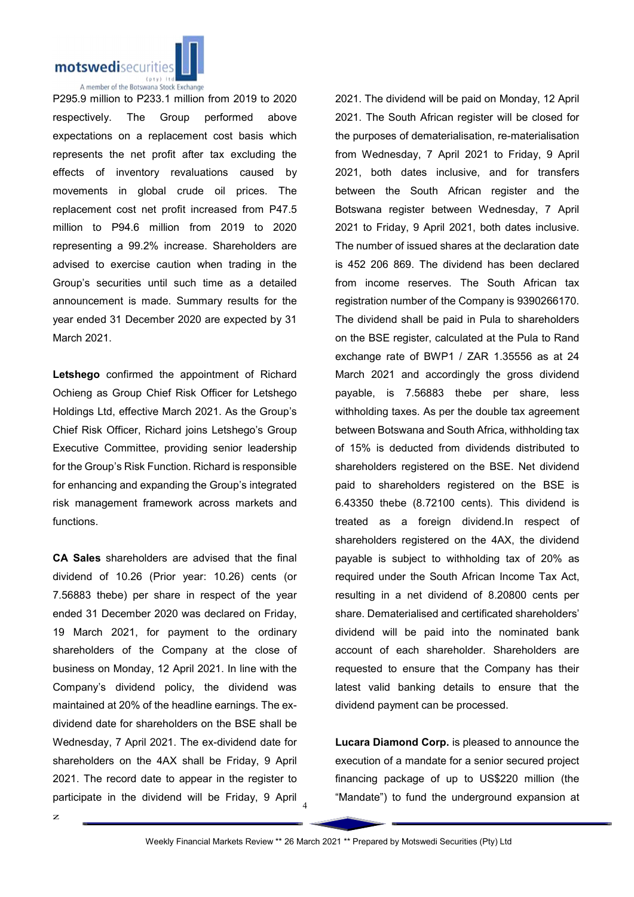P295.9 million to P233.1 million from 2019 to 2020 respectively. The Group performed above expectations on a replacement cost basis which represents the net profit after tax excluding the effects of inventory revaluations caused by movements in global crude oil prices. The replacement cost net profit increased from P47.5 million to P94.6 million from 2019 to 2020 representing a 99.2% increase. Shareholders are advised to exercise caution when trading in the Group's securities until such time as a detailed announcement is made. Summary results for the year ended 31 December 2020 are expected by 31 March 2021.

**Letshego** confirmed the appointment of Richard Ochieng as Group Chief Risk Officer for Letshego Holdings Ltd, effective March 2021. As the Group's Chief Risk Officer, Richard joins Letshego's Group Executive Committee, providing senior leadership for the Group's Risk Function. Richard is responsible for enhancing and expanding the Group's integrated risk management framework across markets and functions.

**CA Sales** shareholders are advised that the final dividend of 10.26 (Prior year: 10.26) cents (or 7.56883 thebe) per share in respect of the year ended 31 December 2020 was declared on Friday, 19 March 2021, for payment to the ordinary shareholders of the Company at the close of business on Monday, 12 April 2021. In line with the Company's dividend policy, the dividend was maintained at 20% of the headline earnings. The ex-dividend date for shareholders on the BSE shall be Wednesday, 7 April 2021. The ex-dividend date for shareholders on the 4AX shall be Friday, 9 April 2021. The record date to appear in the register to participate in the dividend will be Friday, 9 April 2021. The dividend will be paid on Monday, 12 April 2021. The South African register will be closed for the purposes of dematerialisation, re-materialisation from Wednesday, 7 April 2021 to Friday, 9 April 2021, both dates inclusive, and for transfers between the South African register and the Botswana register between Wednesday, 7 April 2021 to Friday, 9 April 2021, both dates inclusive. The number of issued shares at the declaration date is 452 206 869. The dividend has been declared from income reserves. The South African tax registration number of the Company is 9390266170. The dividend shall be paid in Pula to shareholders on the BSE register, calculated at the Pula to Rand exchange rate of BWP1 / ZAR 1.35556 as at 24 March 2021 and accordingly the gross dividend payable, is 7.56883 thebe per share, less withholding taxes. As per the double tax agreement between Botswana and South Africa, withholding tax of 15% is deducted from dividends distributed to shareholders registered on the BSE. Net dividend paid to shareholders registered on the BSE is 6.43350 thebe (8.72100 cents). This dividend is treated as a foreign dividend.In respect of shareholders registered on the 4AX, the dividend payable is subject to withholding tax of 20% as required under the South African Income Tax Act, resulting in a net dividend of 8.20800 cents per share. Dematerialised and certificated shareholders' dividend will be paid into the nominated bank account of each shareholder. Shareholders are requested to ensure that the Company has their latest valid banking details to ensure that the dividend payment can be processed.

**Lucara Diamond Corp.** is pleased to announce the execution of a mandate for a senior secured project financing package of up to US$220 million (the "Mandate") to fund the underground expansion at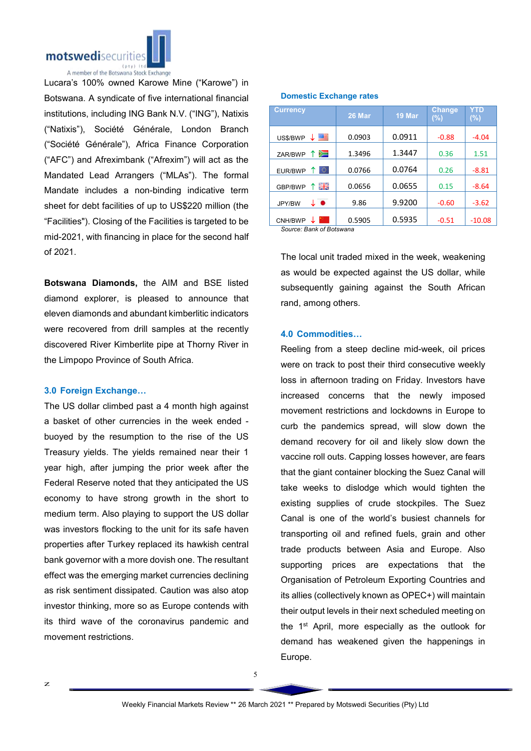Lucara's 100% owned Karowe Mine ("Karowe") in Botswana. A syndicate of five international financial institutions, including ING Bank N.V. ("ING"), Natixis ("Natixis"), Société Générale, London Branch ("Société Générale"), Africa Finance Corporation ("AFC") and Afreximbank ("Afrexim") will act as the Mandated Lead Arrangers ("MLAs"). The formal Mandate includes a non-binding indicative term sheet for debt facilities of up to US$220 million (the "Facilities"). Closing of the Facilities is targeted to be mid-2021, with financing in place for the second half of 2021.

**Botswana Diamonds,** the AIM and BSE listed diamond explorer, is pleased to announce that eleven diamonds and abundant kimberlitic indicators were recovered from drill samples at the recently discovered River Kimberlite pipe at Thorny River in the Limpopo Province of South Africa.

## 3.0 Foreign Exchange…

The US dollar climbed past a 4 month high against a basket of other currencies in the week ended - buoyed by the resumption to the rise of the US Treasury yields. The yields remained near their 1 year high, after jumping the prior week after the Federal Reserve noted that they anticipated the US economy to have strong growth in the short to medium term. Also playing to support the US dollar was investors flocking to the unit for its safe haven properties after Turkey replaced its hawkish central bank governor with a more dovish one. The resultant effect was the emerging market currencies declining as risk sentiment dissipated. Caution was also atop investor thinking, more so as Europe contends with its third wave of the coronavirus pandemic and movement restrictions.

### Domestic Exchange rates

| Currency | 26 Mar | 19 Mar | Change (%) | YTD (%) |
|---|---|---|---|---|
| US$/BWP ↓ | 0.0903 | 0.0911 | -0.88 | -4.04 |
| ZAR/BWP ↑ | 1.3496 | 1.3447 | 0.36 | 1.51 |
| EUR/BWP ↑ | 0.0766 | 0.0764 | 0.26 | -8.81 |
| GBP/BWP ↑ | 0.0656 | 0.0655 | 0.15 | -8.64 |
| JPY/BW ↓ | 9.86 | 9.9200 | -0.60 | -3.62 |
| CNH/BWP ↓ | 0.5905 | 0.5935 | -0.51 | -10.08 |

*Source: Bank of Botswana*

The local unit traded mixed in the week, weakening as would be expected against the US dollar, while subsequently gaining against the South African rand, among others.

## 4.0 Commodities…

Reeling from a steep decline mid-week, oil prices were on track to post their third consecutive weekly loss in afternoon trading on Friday. Investors have increased concerns that the newly imposed movement restrictions and lockdowns in Europe to curb the pandemics spread, will slow down the demand recovery for oil and likely slow down the vaccine roll outs. Capping losses however, are fears that the giant container blocking the Suez Canal will take weeks to dislodge which would tighten the existing supplies of crude stockpiles. The Suez Canal is one of the world's busiest channels for transporting oil and refined fuels, grain and other trade products between Asia and Europe. Also supporting prices are expectations that the Organisation of Petroleum Exporting Countries and its allies (collectively known as OPEC+) will maintain their output levels in their next scheduled meeting on the 1st April, more especially as the outlook for demand has weakened given the happenings in Europe.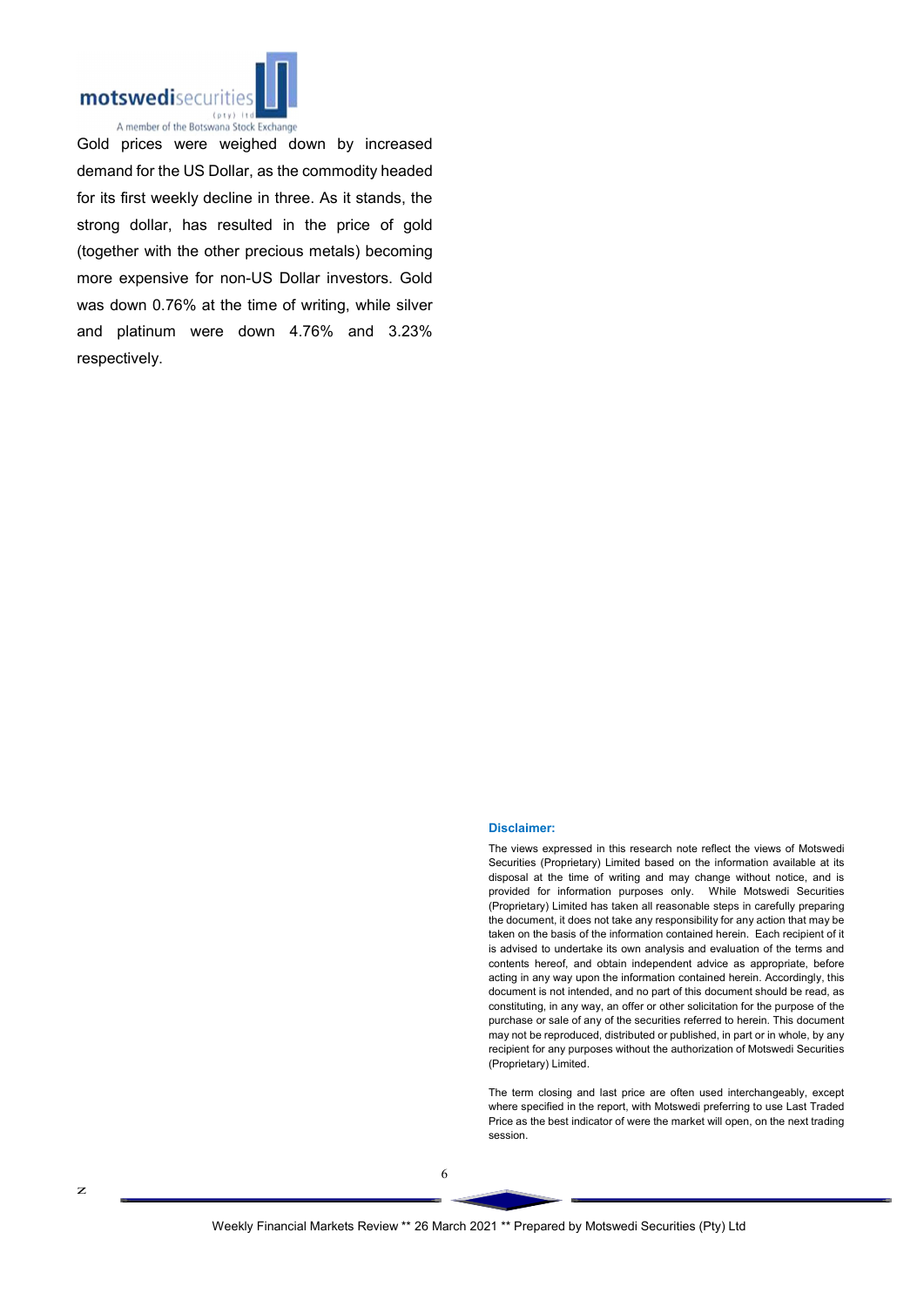Gold prices were weighed down by increased demand for the US Dollar, as the commodity headed for its first weekly decline in three. As it stands, the strong dollar, has resulted in the price of gold (together with the other precious metals) becoming more expensive for non-US Dollar investors. Gold was down 0.76% at the time of writing, while silver and platinum were down 4.76% and 3.23% respectively.

**Disclaimer:**

The views expressed in this research note reflect the views of Motswedi Securities (Proprietary) Limited based on the information available at its disposal at the time of writing and may change without notice, and is provided for information purposes only. While Motswedi Securities (Proprietary) Limited has taken all reasonable steps in carefully preparing the document, it does not take any responsibility for any action that may be taken on the basis of the information contained herein. Each recipient of it is advised to undertake its own analysis and evaluation of the terms and contents hereof, and obtain independent advice as appropriate, before acting in any way upon the information contained herein. Accordingly, this document is not intended, and no part of this document should be read, as constituting, in any way, an offer or other solicitation for the purpose of the purchase or sale of any of the securities referred to herein. This document may not be reproduced, distributed or published, in part or in whole, by any recipient for any purposes without the authorization of Motswedi Securities (Proprietary) Limited.

The term closing and last price are often used interchangeably, except where specified in the report, with Motswedi preferring to use Last Traded Price as the best indicator of were the market will open, on the next trading session.